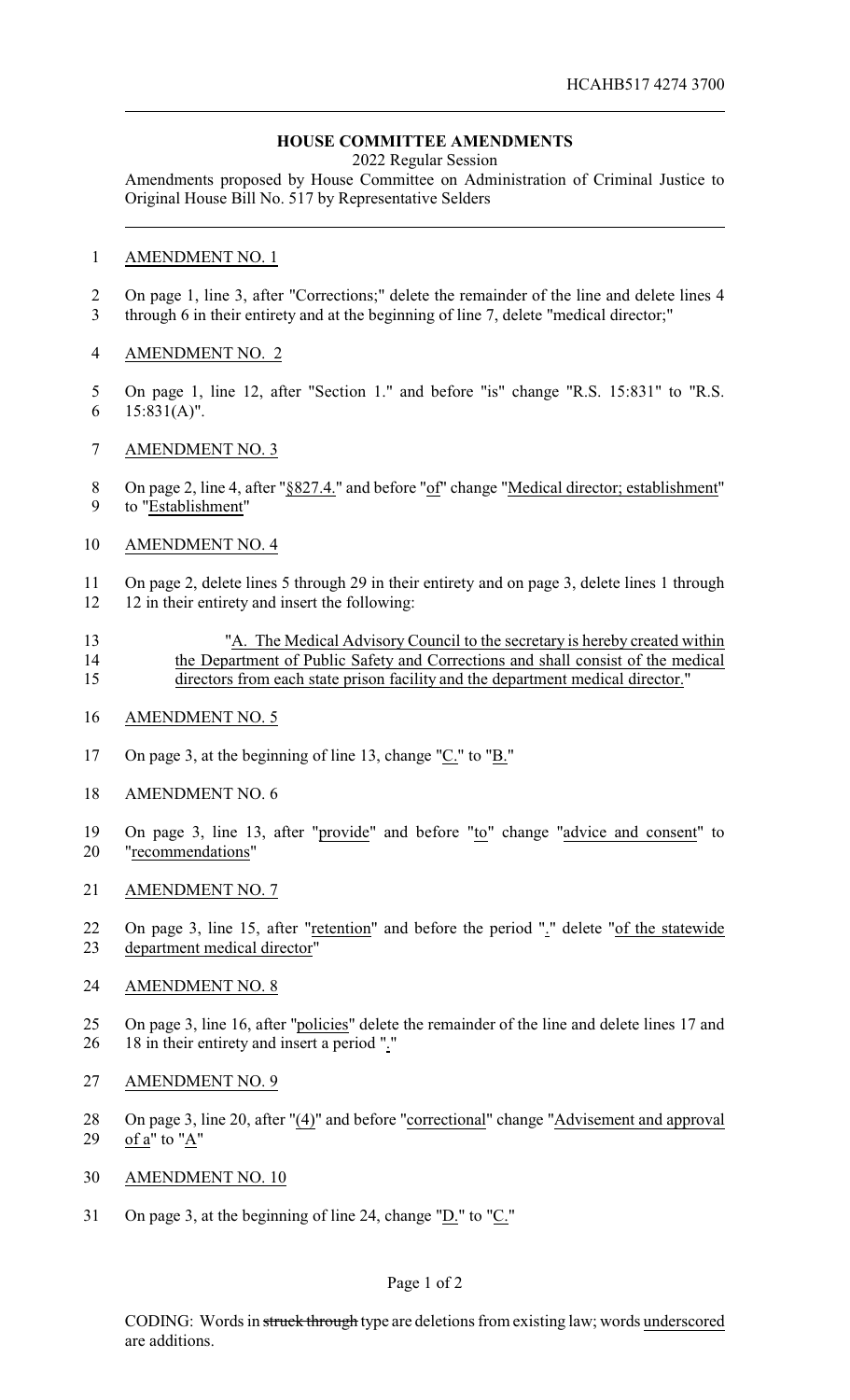HCAHB517 4274 3700

**HOUSE COMMITTEE AMENDMENTS**

2022 Regular Session

Amendments proposed by House Committee on Administration of Criminal Justice to Original House Bill No. 517 by Representative Selders

AMENDMENT NO. 1

On page 1, line 3, after "Corrections;" delete the remainder of the line and delete lines 4 through 6 in their entirety and at the beginning of line 7, delete "medical director;"

AMENDMENT NO. 2

On page 1, line 12, after "Section 1." and before "is" change "R.S. 15:831" to "R.S. 15:831(A)".

AMENDMENT NO. 3

On page 2, line 4, after "§827.4." and before "of" change "Medical director; establishment" to "Establishment"

AMENDMENT NO. 4

On page 2, delete lines 5 through 29 in their entirety and on page 3, delete lines 1 through 12 in their entirety and insert the following:

"A. The Medical Advisory Council to the secretary is hereby created within the Department of Public Safety and Corrections and shall consist of the medical directors from each state prison facility and the department medical director."

AMENDMENT NO. 5

On page 3, at the beginning of line 13, change "C." to "B."

AMENDMENT NO. 6

On page 3, line 13, after "provide" and before "to" change "advice and consent" to "recommendations"

AMENDMENT NO. 7

On page 3, line 15, after "retention" and before the period "." delete "of the statewide department medical director"

AMENDMENT NO. 8

On page 3, line 16, after "policies" delete the remainder of the line and delete lines 17 and 18 in their entirety and insert a period "."

AMENDMENT NO. 9

On page 3, line 20, after "(4)" and before "correctional" change "Advisement and approval of a" to "A"

AMENDMENT NO. 10

On page 3, at the beginning of line 24, change "D." to "C."

CODING: Words in ~~struck through~~ type are deletions from existing law; words underscored are additions.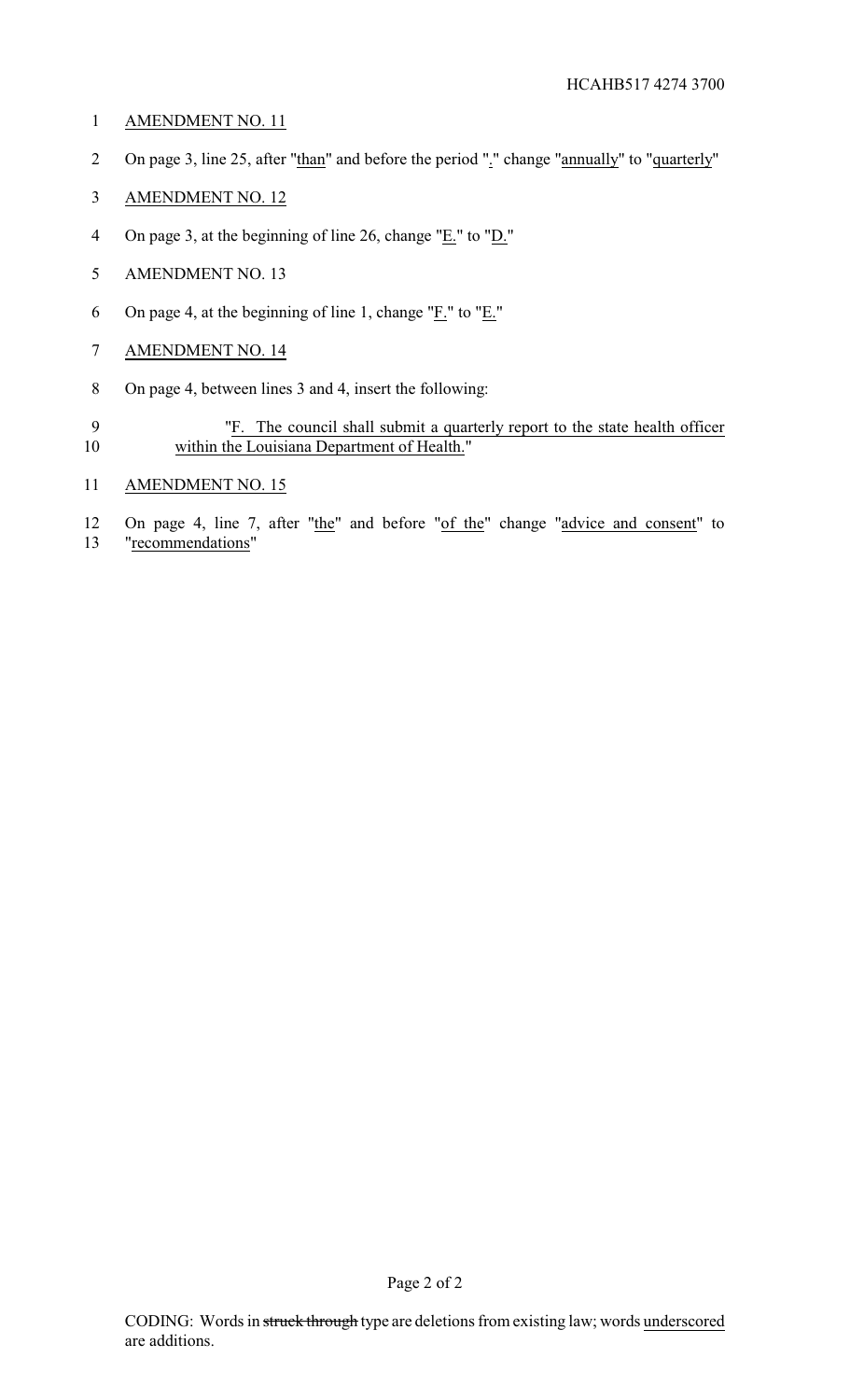AMENDMENT NO. 11

On page 3, line 25, after "than" and before the period "." change "annually" to "quarterly"

AMENDMENT NO. 12

On page 3, at the beginning of line 26, change "E." to "D."

AMENDMENT NO. 13

On page 4, at the beginning of line 1, change "F." to "E."

AMENDMENT NO. 14

On page 4, between lines 3 and 4, insert the following:

"F. The council shall submit a quarterly report to the state health officer within the Louisiana Department of Health."

AMENDMENT NO. 15

On page 4, line 7, after "the" and before "of the" change "advice and consent" to "recommendations"

CODING: Words in struck through type are deletions from existing law; words underscored are additions.